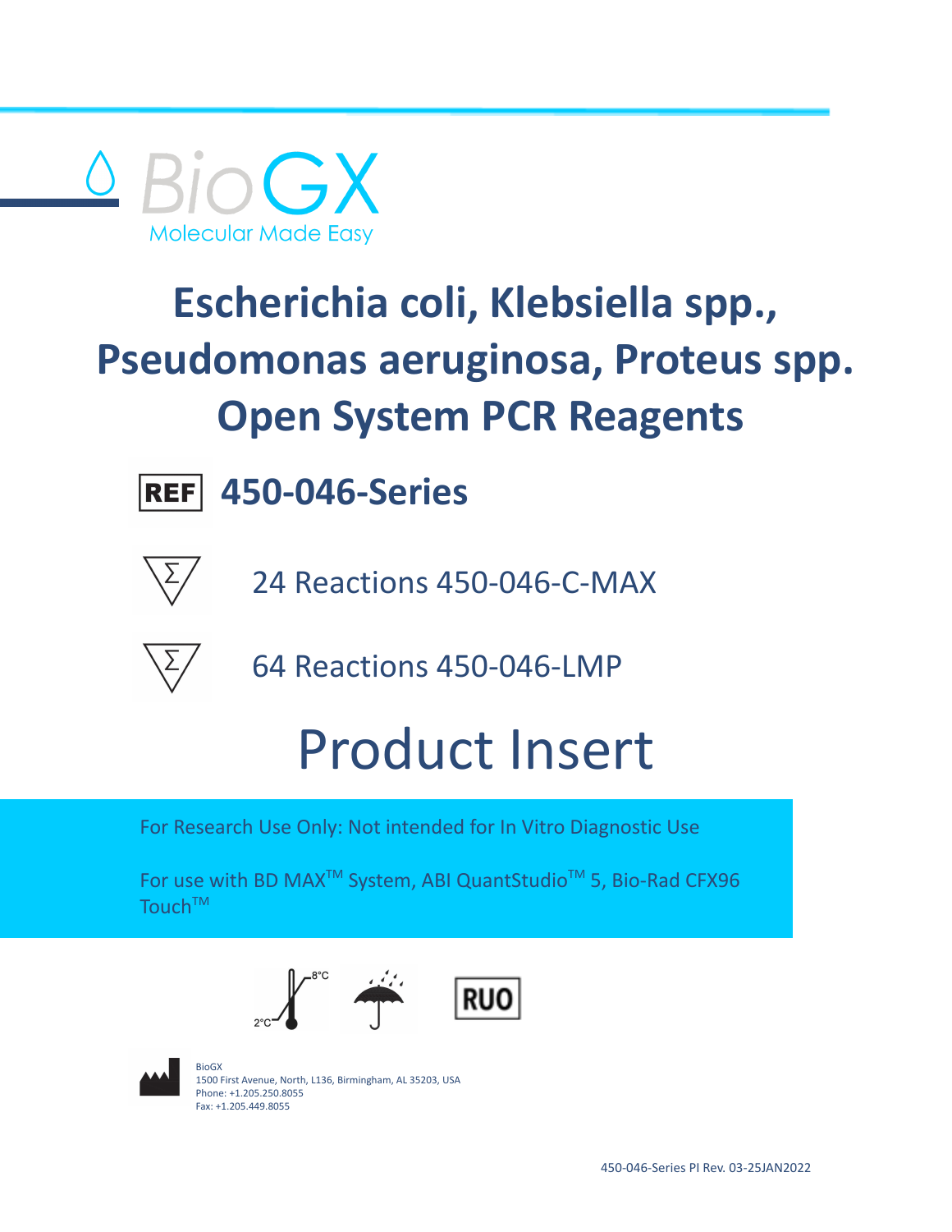BioGX

Molecular Made Easy

# Escherichia coli, Klebsiella spp., Pseudomonas aeruginosa, Proteus spp. Open System PCR Reagents

## REF 450-046-Series

Σ 24 Reactions 450-046-C-MAX

Σ 64 Reactions 450-046-LMP

# Product Insert

For Research Use Only: Not intended for In Vitro Diagnostic Use

For use with BD MAX™ System, ABI QuantStudio™ 5, Bio-Rad CFX96 Touch™

2°C – 8°C

RUO

BioGX
1500 First Avenue, North, L136, Birmingham, AL 35203, USA
Phone: +1.205.250.8055
Fax: +1.205.449.8055

450-046-Series PI Rev. 03-25JAN2022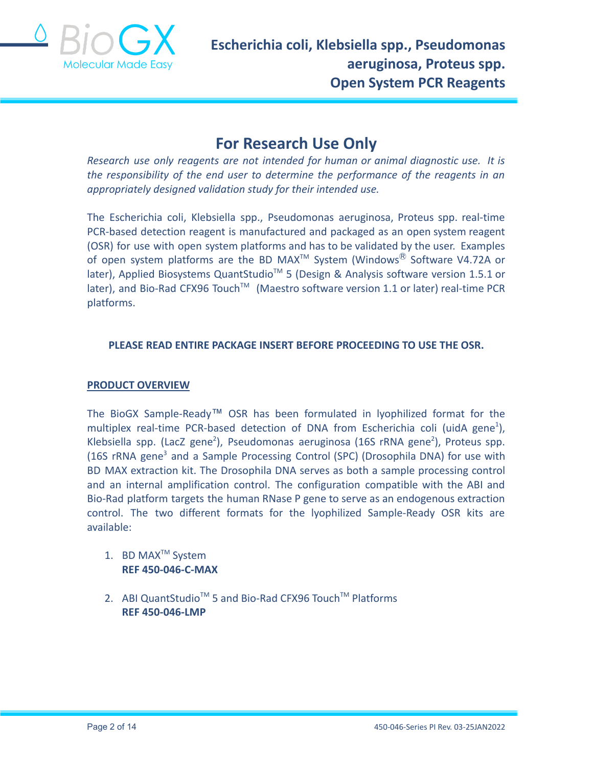# For Research Use Only

*Research use only reagents are not intended for human or animal diagnostic use. It is the responsibility of the end user to determine the performance of the reagents in an appropriately designed validation study for their intended use.*

The Escherichia coli, Klebsiella spp., Pseudomonas aeruginosa, Proteus spp. real-time PCR-based detection reagent is manufactured and packaged as an open system reagent (OSR) for use with open system platforms and has to be validated by the user. Examples of open system platforms are the BD MAX™ System (Windows® Software V4.72A or later), Applied Biosystems QuantStudio™ 5 (Design & Analysis software version 1.5.1 or later), and Bio-Rad CFX96 Touch™ (Maestro software version 1.1 or later) real-time PCR platforms.

**PLEASE READ ENTIRE PACKAGE INSERT BEFORE PROCEEDING TO USE THE OSR.**

## PRODUCT OVERVIEW

The BioGX Sample-Ready™ OSR has been formulated in lyophilized format for the multiplex real-time PCR-based detection of DNA from Escherichia coli (uidA gene[1]), Klebsiella spp. (LacZ gene[2]), Pseudomonas aeruginosa (16S rRNA gene[2]), Proteus spp. (16S rRNA gene[3] and a Sample Processing Control (SPC) (Drosophila DNA) for use with BD MAX extraction kit. The Drosophila DNA serves as both a sample processing control and an internal amplification control. The configuration compatible with the ABI and Bio-Rad platform targets the human RNase P gene to serve as an endogenous extraction control. The two different formats for the lyophilized Sample-Ready OSR kits are available:

1. BD MAX™ System
   **REF 450-046-C-MAX**

2. ABI QuantStudio™ 5 and Bio-Rad CFX96 Touch™ Platforms
   **REF 450-046-LMP**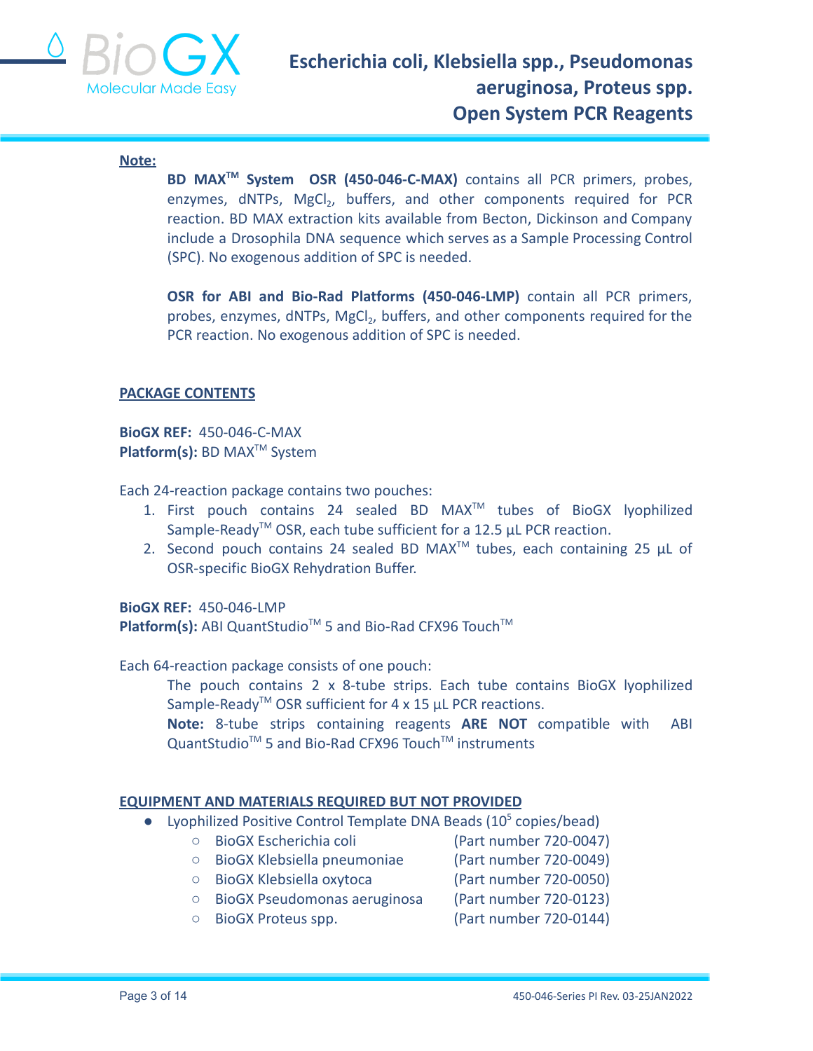**Note:**

**BD MAX™ System OSR (450-046-C-MAX)** contains all PCR primers, probes, enzymes, dNTPs, $MgCl_2$, buffers, and other components required for PCR reaction. BD MAX extraction kits available from Becton, Dickinson and Company include a Drosophila DNA sequence which serves as a Sample Processing Control (SPC). No exogenous addition of SPC is needed.

**OSR for ABI and Bio-Rad Platforms (450-046-LMP)** contain all PCR primers, probes, enzymes, dNTPs, $MgCl_2$, buffers, and other components required for the PCR reaction. No exogenous addition of SPC is needed.

## PACKAGE CONTENTS

**BioGX REF:** 450-046-C-MAX
**Platform(s):** BD MAX™ System

Each 24-reaction package contains two pouches:

1. First pouch contains 24 sealed BD MAX™ tubes of BioGX lyophilized Sample-Ready™ OSR, each tube sufficient for a 12.5 µL PCR reaction.
2. Second pouch contains 24 sealed BD MAX™ tubes, each containing 25 µL of OSR-specific BioGX Rehydration Buffer.

**BioGX REF:** 450-046-LMP
**Platform(s):** ABI QuantStudio™ 5 and Bio-Rad CFX96 Touch™

Each 64-reaction package consists of one pouch:

The pouch contains 2 x 8-tube strips. Each tube contains BioGX lyophilized Sample-Ready™ OSR sufficient for 4 x 15 µL PCR reactions.
**Note:** 8-tube strips containing reagents **ARE NOT** compatible with ABI QuantStudio™ 5 and Bio-Rad CFX96 Touch™ instruments

## EQUIPMENT AND MATERIALS REQUIRED BUT NOT PROVIDED

- Lyophilized Positive Control Template DNA Beads ($10^5$ copies/bead)
  - BioGX Escherichia coli (Part number 720-0047)
  - BioGX Klebsiella pneumoniae (Part number 720-0049)
  - BioGX Klebsiella oxytoca (Part number 720-0050)
  - BioGX Pseudomonas aeruginosa (Part number 720-0123)
  - BioGX Proteus spp. (Part number 720-0144)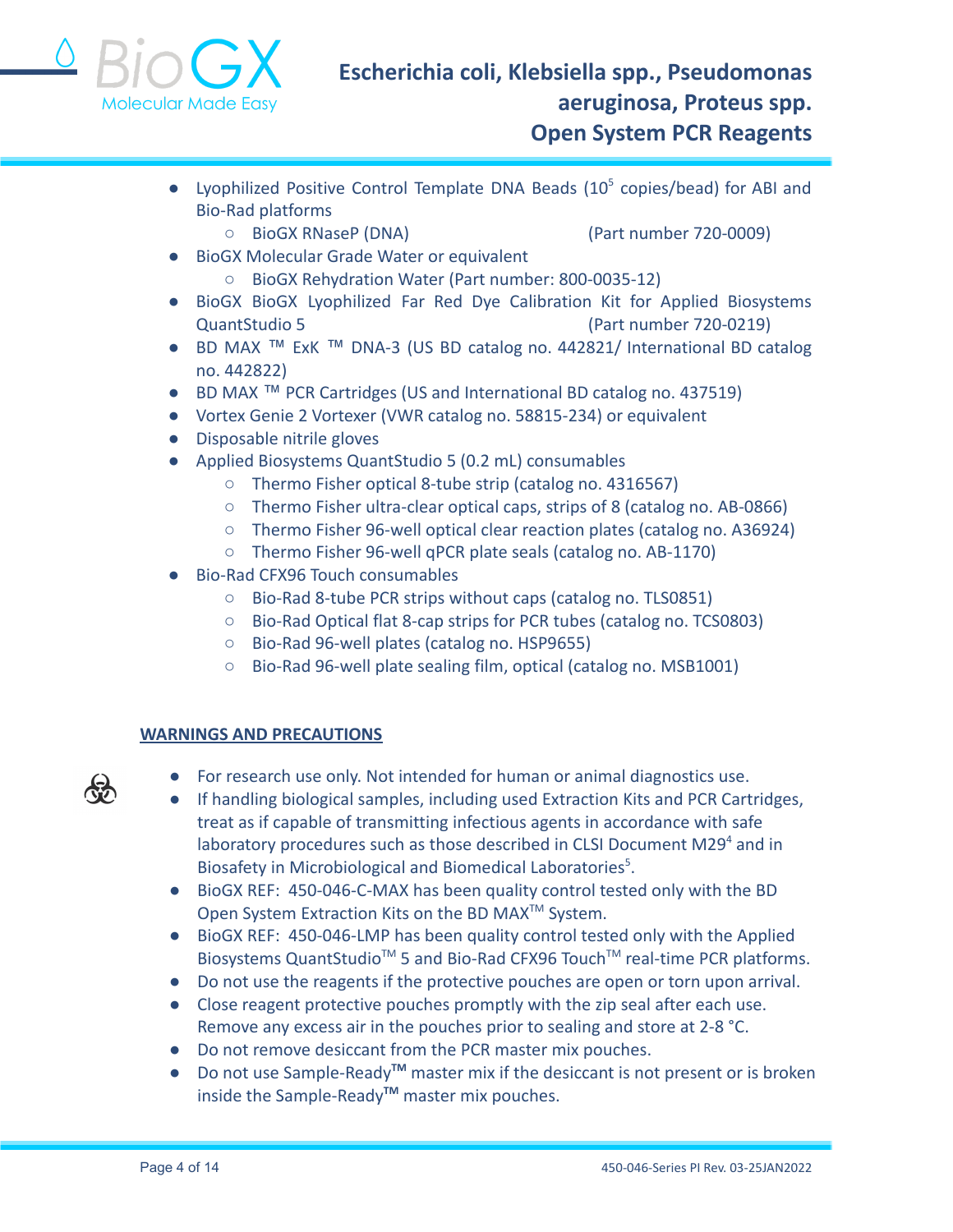- Lyophilized Positive Control Template DNA Beads ($10^5$ copies/bead) for ABI and Bio-Rad platforms
  - BioGX RNaseP (DNA) (Part number 720-0009)
- BioGX Molecular Grade Water or equivalent
  - BioGX Rehydration Water (Part number: 800-0035-12)
- BioGX BioGX Lyophilized Far Red Dye Calibration Kit for Applied Biosystems QuantStudio 5 (Part number 720-0219)
- BD MAX ™ ExK ™ DNA-3 (US BD catalog no. 442821/ International BD catalog no. 442822)
- BD MAX ™ PCR Cartridges (US and International BD catalog no. 437519)
- Vortex Genie 2 Vortexer (VWR catalog no. 58815-234) or equivalent
- Disposable nitrile gloves
- Applied Biosystems QuantStudio 5 (0.2 mL) consumables
  - Thermo Fisher optical 8-tube strip (catalog no. 4316567)
  - Thermo Fisher ultra-clear optical caps, strips of 8 (catalog no. AB-0866)
  - Thermo Fisher 96-well optical clear reaction plates (catalog no. A36924)
  - Thermo Fisher 96-well qPCR plate seals (catalog no. AB-1170)
- Bio-Rad CFX96 Touch consumables
  - Bio-Rad 8-tube PCR strips without caps (catalog no. TLS0851)
  - Bio-Rad Optical flat 8-cap strips for PCR tubes (catalog no. TCS0803)
  - Bio-Rad 96-well plates (catalog no. HSP9655)
  - Bio-Rad 96-well plate sealing film, optical (catalog no. MSB1001)

## WARNINGS AND PRECAUTIONS

- For research use only. Not intended for human or animal diagnostics use.
- If handling biological samples, including used Extraction Kits and PCR Cartridges, treat as if capable of transmitting infectious agents in accordance with safe laboratory procedures such as those described in CLSI Document M29[4] and in Biosafety in Microbiological and Biomedical Laboratories[5].
- BioGX REF: 450-046-C-MAX has been quality control tested only with the BD Open System Extraction Kits on the BD MAX™ System.
- BioGX REF: 450-046-LMP has been quality control tested only with the Applied Biosystems QuantStudio™ 5 and Bio-Rad CFX96 Touch™ real-time PCR platforms.
- Do not use the reagents if the protective pouches are open or torn upon arrival.
- Close reagent protective pouches promptly with the zip seal after each use. Remove any excess air in the pouches prior to sealing and store at 2-8 °C.
- Do not remove desiccant from the PCR master mix pouches.
- Do not use Sample-Ready™ master mix if the desiccant is not present or is broken inside the Sample-Ready™ master mix pouches.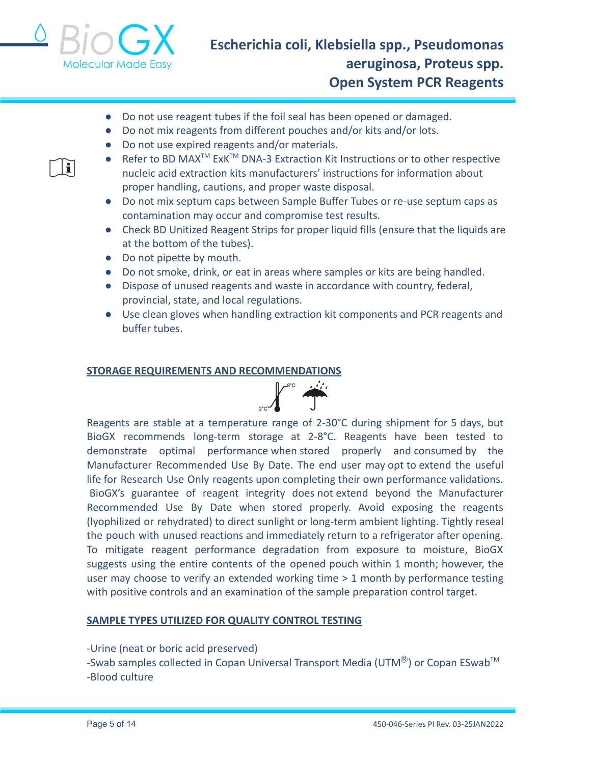- Do not use reagent tubes if the foil seal has been opened or damaged.
- Do not mix reagents from different pouches and/or kits and/or lots.
- Do not use expired reagents and/or materials.
- Refer to BD MAX™ ExK™ DNA-3 Extraction Kit Instructions or to other respective nucleic acid extraction kits manufacturers' instructions for information about proper handling, cautions, and proper waste disposal.
- Do not mix septum caps between Sample Buffer Tubes or re-use septum caps as contamination may occur and compromise test results.
- Check BD Unitized Reagent Strips for proper liquid fills (ensure that the liquids are at the bottom of the tubes).
- Do not pipette by mouth.
- Do not smoke, drink, or eat in areas where samples or kits are being handled.
- Dispose of unused reagents and waste in accordance with country, federal, provincial, state, and local regulations.
- Use clean gloves when handling extraction kit components and PCR reagents and buffer tubes.

## STORAGE REQUIREMENTS AND RECOMMENDATIONS

Reagents are stable at a temperature range of 2-30°C during shipment for 5 days, but BioGX recommends long-term storage at 2-8°C. Reagents have been tested to demonstrate optimal performance when stored properly and consumed by the Manufacturer Recommended Use By Date. The end user may opt to extend the useful life for Research Use Only reagents upon completing their own performance validations. BioGX's guarantee of reagent integrity does not extend beyond the Manufacturer Recommended Use By Date when stored properly. Avoid exposing the reagents (lyophilized or rehydrated) to direct sunlight or long-term ambient lighting. Tightly reseal the pouch with unused reactions and immediately return to a refrigerator after opening. To mitigate reagent performance degradation from exposure to moisture, BioGX suggests using the entire contents of the opened pouch within 1 month; however, the user may choose to verify an extended working time > 1 month by performance testing with positive controls and an examination of the sample preparation control target.

## SAMPLE TYPES UTILIZED FOR QUALITY CONTROL TESTING

-Urine (neat or boric acid preserved)
-Swab samples collected in Copan Universal Transport Media (UTM®) or Copan ESwab™
-Blood culture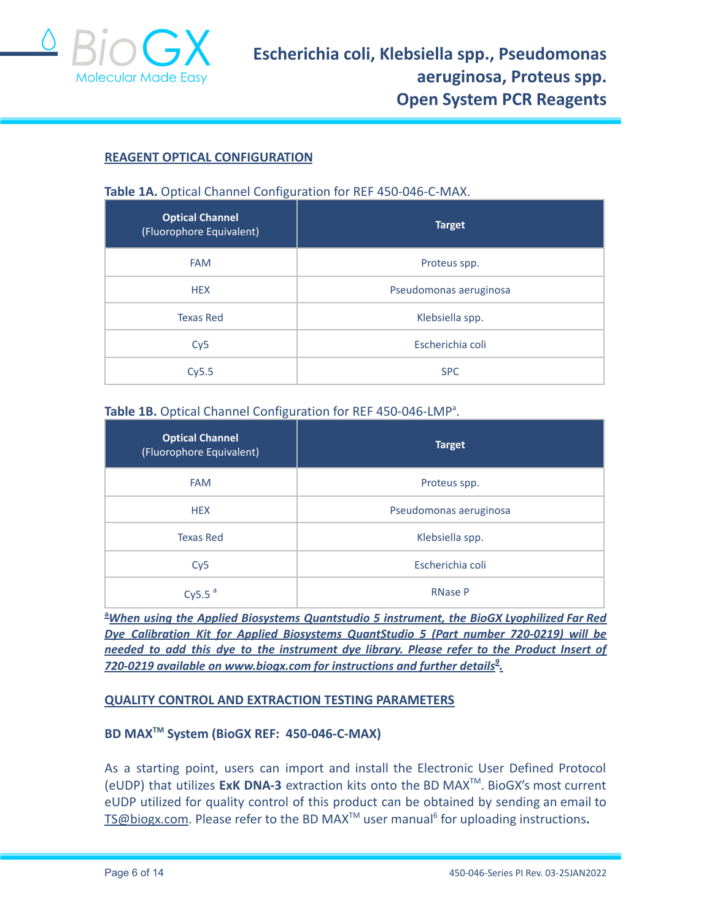## REAGENT OPTICAL CONFIGURATION

**Table 1A.** Optical Channel Configuration for REF 450-046-C-MAX.

| **Optical Channel** (Fluorophore Equivalent) | **Target** |
|---|---|
| FAM | Proteus spp. |
| HEX | Pseudomonas aeruginosa |
| Texas Red | Klebsiella spp. |
| Cy5 | Escherichia coli |
| Cy5.5 | SPC |

**Table 1B.** Optical Channel Configuration for REF 450-046-LMP[a].

| **Optical Channel** (Fluorophore Equivalent) | **Target** |
|---|---|
| FAM | Proteus spp. |
| HEX | Pseudomonas aeruginosa |
| Texas Red | Klebsiella spp. |
| Cy5 | Escherichia coli |
| Cy5.5 [a] | RNase P |

***[a]When using the Applied Biosystems Quantstudio 5 instrument, the BioGX Lyophilized Far Red Dye Calibration Kit for Applied Biosystems QuantStudio 5 (Part number 720-0219) will be needed to add this dye to the instrument dye library. Please refer to the Product Insert of 720-0219 available on www.biogx.com for instructions and further details[9].***

## QUALITY CONTROL AND EXTRACTION TESTING PARAMETERS

### BD MAX™ System (BioGX REF: 450-046-C-MAX)

As a starting point, users can import and install the Electronic User Defined Protocol (eUDP) that utilizes **ExK DNA-3** extraction kits onto the BD MAX™. BioGX's most current eUDP utilized for quality control of this product can be obtained by sending an email to TS@biogx.com. Please refer to the BD MAX™ user manual[6] for uploading instructions.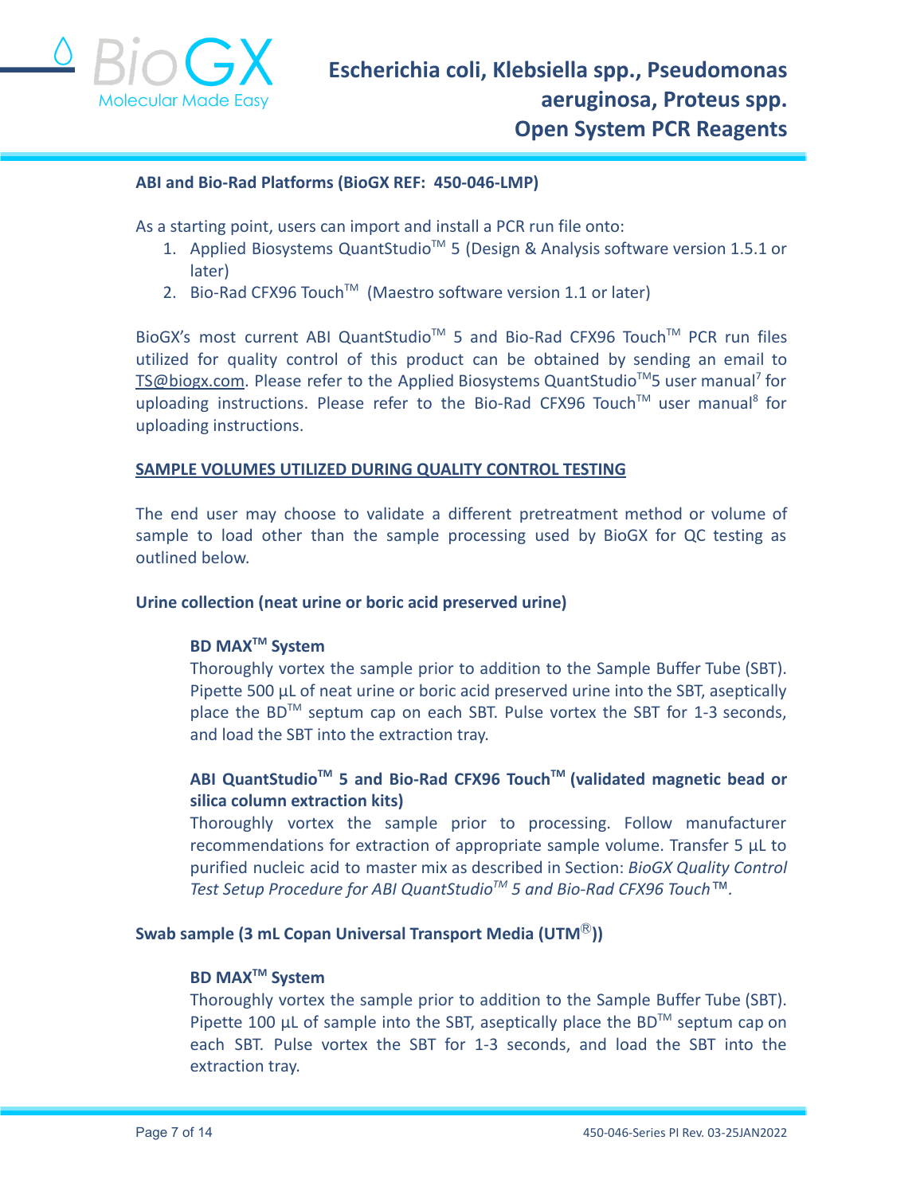**ABI and Bio-Rad Platforms (BioGX REF: 450-046-LMP)**

As a starting point, users can import and install a PCR run file onto:

1. Applied Biosystems QuantStudio™ 5 (Design & Analysis software version 1.5.1 or later)
2. Bio-Rad CFX96 Touch™ (Maestro software version 1.1 or later)

BioGX's most current ABI QuantStudio™ 5 and Bio-Rad CFX96 Touch™ PCR run files utilized for quality control of this product can be obtained by sending an email to TS@biogx.com. Please refer to the Applied Biosystems QuantStudio™5 user manual[7] for uploading instructions. Please refer to the Bio-Rad CFX96 Touch™ user manual[8] for uploading instructions.

## SAMPLE VOLUMES UTILIZED DURING QUALITY CONTROL TESTING

The end user may choose to validate a different pretreatment method or volume of sample to load other than the sample processing used by BioGX for QC testing as outlined below.

### Urine collection (neat urine or boric acid preserved urine)

**BD MAX™ System**

Thoroughly vortex the sample prior to addition to the Sample Buffer Tube (SBT). Pipette 500 µL of neat urine or boric acid preserved urine into the SBT, aseptically place the BD™ septum cap on each SBT. Pulse vortex the SBT for 1-3 seconds, and load the SBT into the extraction tray.

**ABI QuantStudio™ 5 and Bio-Rad CFX96 Touch™ (validated magnetic bead or silica column extraction kits)**

Thoroughly vortex the sample prior to processing. Follow manufacturer recommendations for extraction of appropriate sample volume. Transfer 5 µL to purified nucleic acid to master mix as described in Section: *BioGX Quality Control Test Setup Procedure for ABI QuantStudio™ 5 and Bio-Rad CFX96 Touch™.*

### Swab sample (3 mL Copan Universal Transport Media (UTM®))

**BD MAX™ System**

Thoroughly vortex the sample prior to addition to the Sample Buffer Tube (SBT). Pipette 100 µL of sample into the SBT, aseptically place the BD™ septum cap on each SBT. Pulse vortex the SBT for 1-3 seconds, and load the SBT into the extraction tray.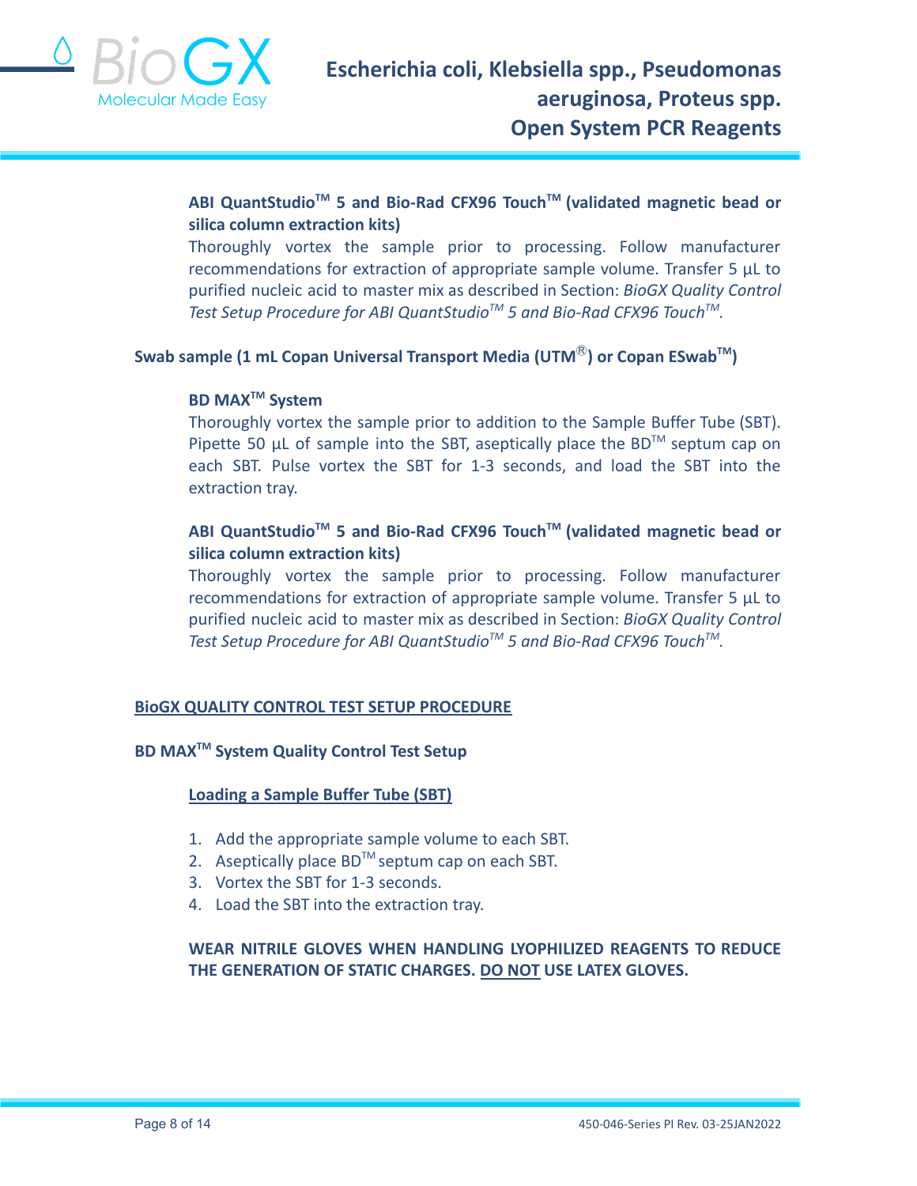**ABI QuantStudio™ 5 and Bio-Rad CFX96 Touch™ (validated magnetic bead or silica column extraction kits)**

Thoroughly vortex the sample prior to processing. Follow manufacturer recommendations for extraction of appropriate sample volume. Transfer 5 µL to purified nucleic acid to master mix as described in Section: *BioGX Quality Control Test Setup Procedure for ABI QuantStudio™ 5 and Bio-Rad CFX96 Touch™.*

**Swab sample (1 mL Copan Universal Transport Media (UTM®) or Copan ESwab™)**

**BD MAX™ System**

Thoroughly vortex the sample prior to addition to the Sample Buffer Tube (SBT). Pipette 50 µL of sample into the SBT, aseptically place the BD™ septum cap on each SBT. Pulse vortex the SBT for 1-3 seconds, and load the SBT into the extraction tray.

**ABI QuantStudio™ 5 and Bio-Rad CFX96 Touch™ (validated magnetic bead or silica column extraction kits)**

Thoroughly vortex the sample prior to processing. Follow manufacturer recommendations for extraction of appropriate sample volume. Transfer 5 µL to purified nucleic acid to master mix as described in Section: *BioGX Quality Control Test Setup Procedure for ABI QuantStudio™ 5 and Bio-Rad CFX96 Touch™.*

## BioGX QUALITY CONTROL TEST SETUP PROCEDURE

### BD MAX™ System Quality Control Test Setup

#### Loading a Sample Buffer Tube (SBT)

1. Add the appropriate sample volume to each SBT.
2. Aseptically place BD™ septum cap on each SBT.
3. Vortex the SBT for 1-3 seconds.
4. Load the SBT into the extraction tray.

**WEAR NITRILE GLOVES WHEN HANDLING LYOPHILIZED REAGENTS TO REDUCE THE GENERATION OF STATIC CHARGES. DO NOT USE LATEX GLOVES.**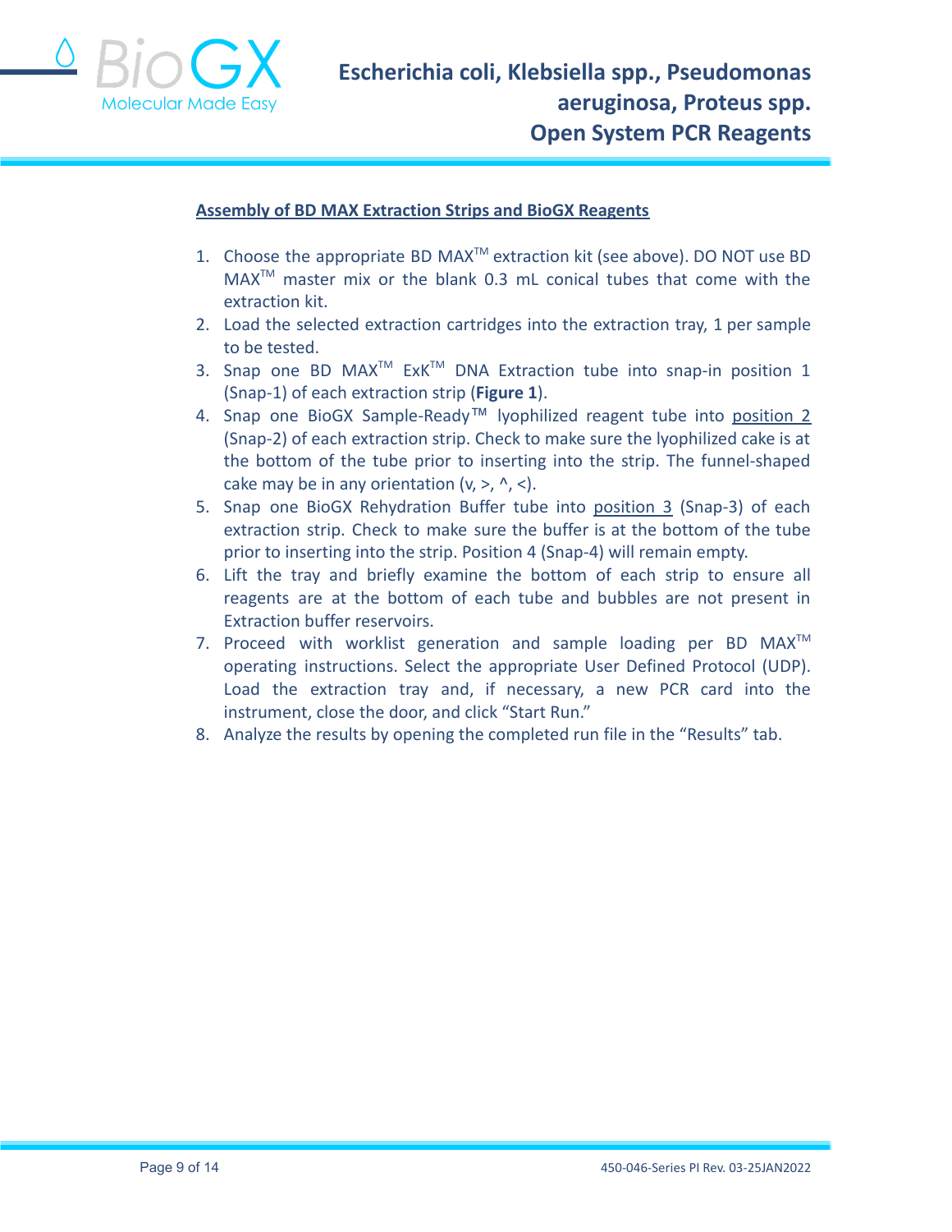**Assembly of BD MAX Extraction Strips and BioGX Reagents**

1. Choose the appropriate BD MAX™ extraction kit (see above). DO NOT use BD MAX™ master mix or the blank 0.3 mL conical tubes that come with the extraction kit.
2. Load the selected extraction cartridges into the extraction tray, 1 per sample to be tested.
3. Snap one BD MAX™ ExK™ DNA Extraction tube into snap-in position 1 (Snap-1) of each extraction strip (**Figure 1**).
4. Snap one BioGX Sample-Ready™ lyophilized reagent tube into position 2 (Snap-2) of each extraction strip. Check to make sure the lyophilized cake is at the bottom of the tube prior to inserting into the strip. The funnel-shaped cake may be in any orientation (v, >, ^, <).
5. Snap one BioGX Rehydration Buffer tube into position 3 (Snap-3) of each extraction strip. Check to make sure the buffer is at the bottom of the tube prior to inserting into the strip. Position 4 (Snap-4) will remain empty.
6. Lift the tray and briefly examine the bottom of each strip to ensure all reagents are at the bottom of each tube and bubbles are not present in Extraction buffer reservoirs.
7. Proceed with worklist generation and sample loading per BD MAX™ operating instructions. Select the appropriate User Defined Protocol (UDP). Load the extraction tray and, if necessary, a new PCR card into the instrument, close the door, and click "Start Run."
8. Analyze the results by opening the completed run file in the "Results" tab.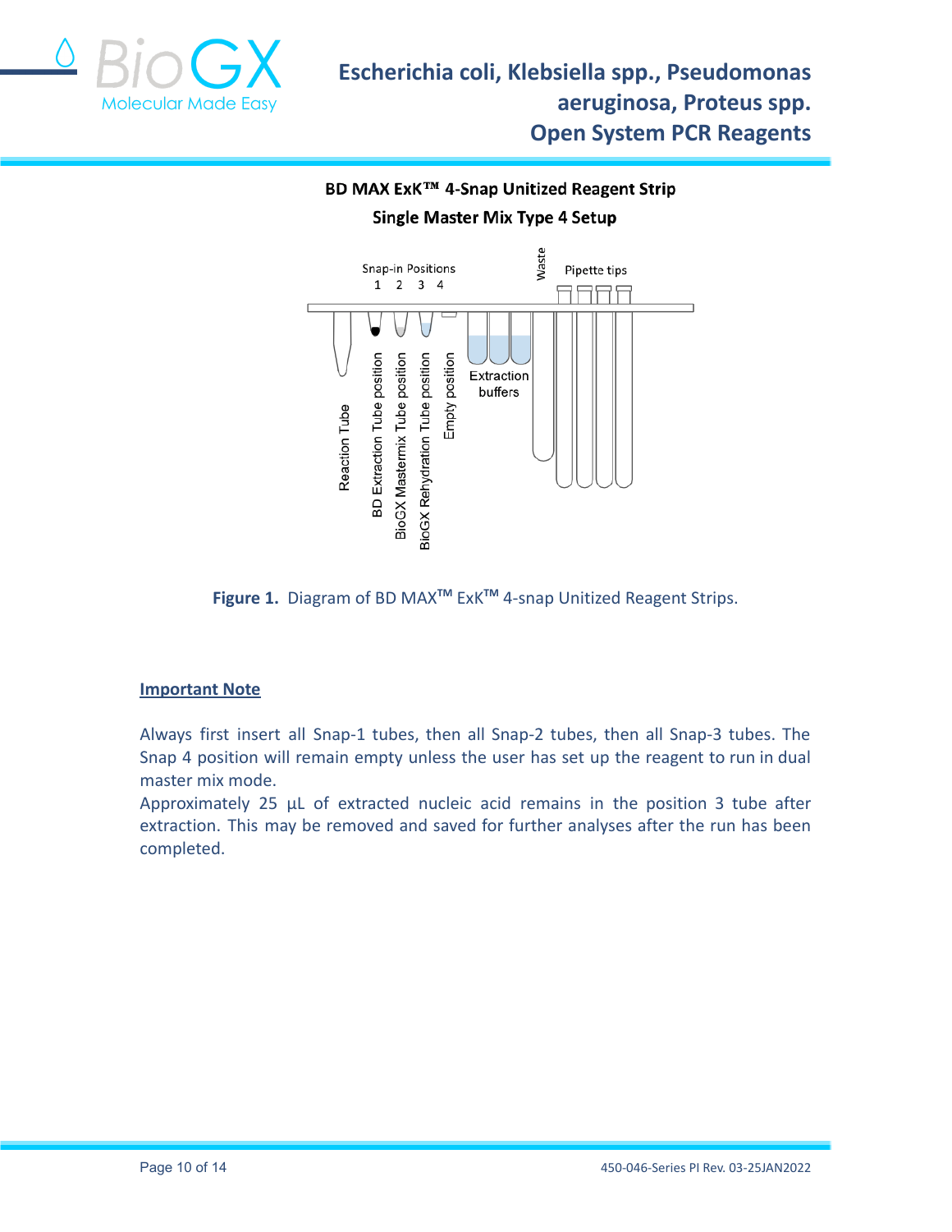**BD MAX ExK™ 4-Snap Unitized Reagent Strip**

**Single Master Mix Type 4 Setup**

Snap-in Positions 1 2 3 4

Waste

Pipette tips

Reaction Tube

BD Extraction Tube position

BioGX Mastermix Tube position

BioGX Rehydration Tube position

Empty position

Extraction buffers

**Figure 1.** Diagram of BD MAX™ ExK™ 4-snap Unitized Reagent Strips.

**Important Note**

Always first insert all Snap-1 tubes, then all Snap-2 tubes, then all Snap-3 tubes. The Snap 4 position will remain empty unless the user has set up the reagent to run in dual master mix mode.

Approximately 25 µL of extracted nucleic acid remains in the position 3 tube after extraction. This may be removed and saved for further analyses after the run has been completed.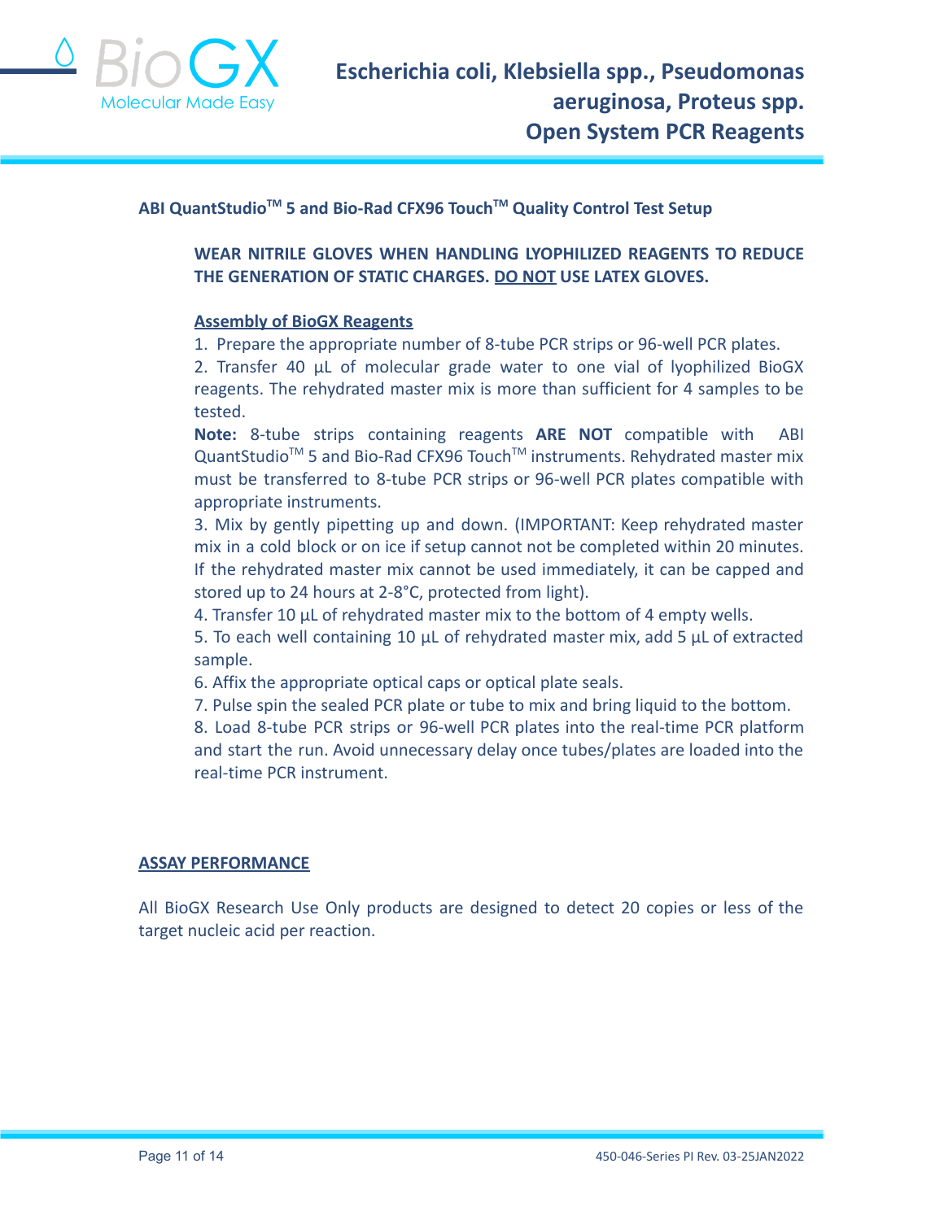## ABI QuantStudio™ 5 and Bio-Rad CFX96 Touch™ Quality Control Test Setup

**WEAR NITRILE GLOVES WHEN HANDLING LYOPHILIZED REAGENTS TO REDUCE THE GENERATION OF STATIC CHARGES. DO NOT USE LATEX GLOVES.**

### Assembly of BioGX Reagents

1. Prepare the appropriate number of 8-tube PCR strips or 96-well PCR plates.
2. Transfer 40 µL of molecular grade water to one vial of lyophilized BioGX reagents. The rehydrated master mix is more than sufficient for 4 samples to be tested.

**Note:** 8-tube strips containing reagents **ARE NOT** compatible with ABI QuantStudio™ 5 and Bio-Rad CFX96 Touch™ instruments. Rehydrated master mix must be transferred to 8-tube PCR strips or 96-well PCR plates compatible with appropriate instruments.

3. Mix by gently pipetting up and down. (IMPORTANT: Keep rehydrated master mix in a cold block or on ice if setup cannot not be completed within 20 minutes. If the rehydrated master mix cannot be used immediately, it can be capped and stored up to 24 hours at 2-8°C, protected from light).
4. Transfer 10 µL of rehydrated master mix to the bottom of 4 empty wells.
5. To each well containing 10 µL of rehydrated master mix, add 5 µL of extracted sample.
6. Affix the appropriate optical caps or optical plate seals.
7. Pulse spin the sealed PCR plate or tube to mix and bring liquid to the bottom.
8. Load 8-tube PCR strips or 96-well PCR plates into the real-time PCR platform and start the run. Avoid unnecessary delay once tubes/plates are loaded into the real-time PCR instrument.

## ASSAY PERFORMANCE

All BioGX Research Use Only products are designed to detect 20 copies or less of the target nucleic acid per reaction.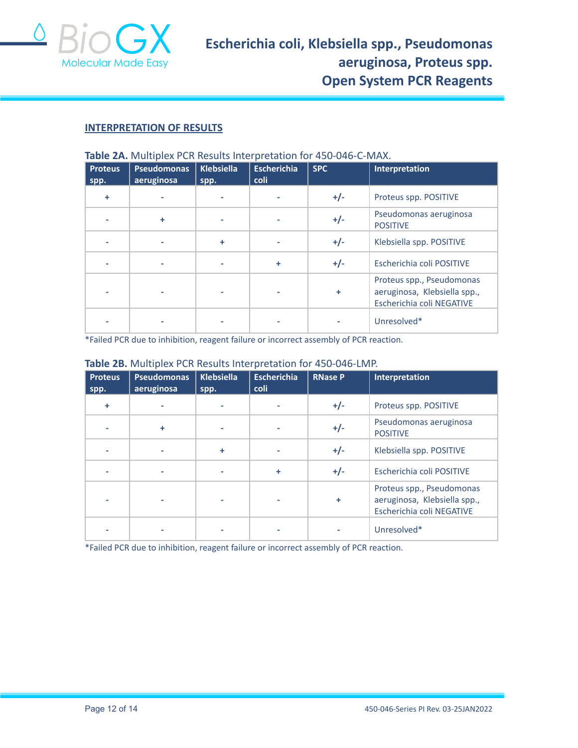## INTERPRETATION OF RESULTS

**Table 2A.** Multiplex PCR Results Interpretation for 450-046-C-MAX.

| Proteus spp. | Pseudomonas aeruginosa | Klebsiella spp. | Escherichia coli | SPC | Interpretation |
|---|---|---|---|---|---|
| + | - | - | - | +/- | Proteus spp. POSITIVE |
| - | + | - | - | +/- | Pseudomonas aeruginosa POSITIVE |
| - | - | + | - | +/- | Klebsiella spp. POSITIVE |
| - | - | - | + | +/- | Escherichia coli POSITIVE |
| - | - | - | - | + | Proteus spp., Pseudomonas aeruginosa, Klebsiella spp., Escherichia coli NEGATIVE |
| - | - | - | - | - | Unresolved* |

*Failed PCR due to inhibition, reagent failure or incorrect assembly of PCR reaction.

**Table 2B.** Multiplex PCR Results Interpretation for 450-046-LMP.

| Proteus spp. | Pseudomonas aeruginosa | Klebsiella spp. | Escherichia coli | RNase P | Interpretation |
|---|---|---|---|---|---|
| + | - | - | - | +/- | Proteus spp. POSITIVE |
| - | + | - | - | +/- | Pseudomonas aeruginosa POSITIVE |
| - | - | + | - | +/- | Klebsiella spp. POSITIVE |
| - | - | - | + | +/- | Escherichia coli POSITIVE |
| - | - | - | - | + | Proteus spp., Pseudomonas aeruginosa, Klebsiella spp., Escherichia coli NEGATIVE |
| - | - | - | - | - | Unresolved* |

*Failed PCR due to inhibition, reagent failure or incorrect assembly of PCR reaction.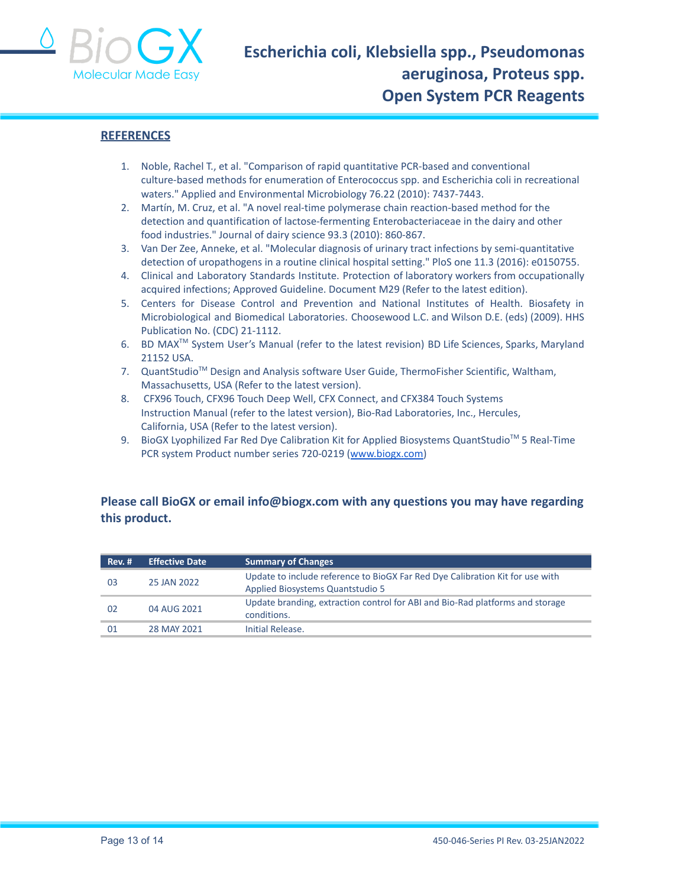## REFERENCES

1. Noble, Rachel T., et al. "Comparison of rapid quantitative PCR-based and conventional culture-based methods for enumeration of Enterococcus spp. and Escherichia coli in recreational waters." Applied and Environmental Microbiology 76.22 (2010): 7437-7443.
2. Martín, M. Cruz, et al. "A novel real-time polymerase chain reaction-based method for the detection and quantification of lactose-fermenting Enterobacteriaceae in the dairy and other food industries." Journal of dairy science 93.3 (2010): 860-867.
3. Van Der Zee, Anneke, et al. "Molecular diagnosis of urinary tract infections by semi-quantitative detection of uropathogens in a routine clinical hospital setting." PloS one 11.3 (2016): e0150755.
4. Clinical and Laboratory Standards Institute. Protection of laboratory workers from occupationally acquired infections; Approved Guideline. Document M29 (Refer to the latest edition).
5. Centers for Disease Control and Prevention and National Institutes of Health. Biosafety in Microbiological and Biomedical Laboratories. Choosewood L.C. and Wilson D.E. (eds) (2009). HHS Publication No. (CDC) 21-1112.
6. BD MAX™ System User's Manual (refer to the latest revision) BD Life Sciences, Sparks, Maryland 21152 USA.
7. QuantStudio™ Design and Analysis software User Guide, ThermoFisher Scientific, Waltham, Massachusetts, USA (Refer to the latest version).
8. CFX96 Touch, CFX96 Touch Deep Well, CFX Connect, and CFX384 Touch Systems Instruction Manual (refer to the latest version), Bio-Rad Laboratories, Inc., Hercules, California, USA (Refer to the latest version).
9. BioGX Lyophilized Far Red Dye Calibration Kit for Applied Biosystems QuantStudio™ 5 Real-Time PCR system Product number series 720-0219 (www.biogx.com)

**Please call BioGX or email info@biogx.com with any questions you may have regarding this product.**

| Rev. # | Effective Date | Summary of Changes |
|---|---|---|
| 03 | 25 JAN 2022 | Update to include reference to BioGX Far Red Dye Calibration Kit for use with Applied Biosystems Quantstudio 5 |
| 02 | 04 AUG 2021 | Update branding, extraction control for ABI and Bio-Rad platforms and storage conditions. |
| 01 | 28 MAY 2021 | Initial Release. |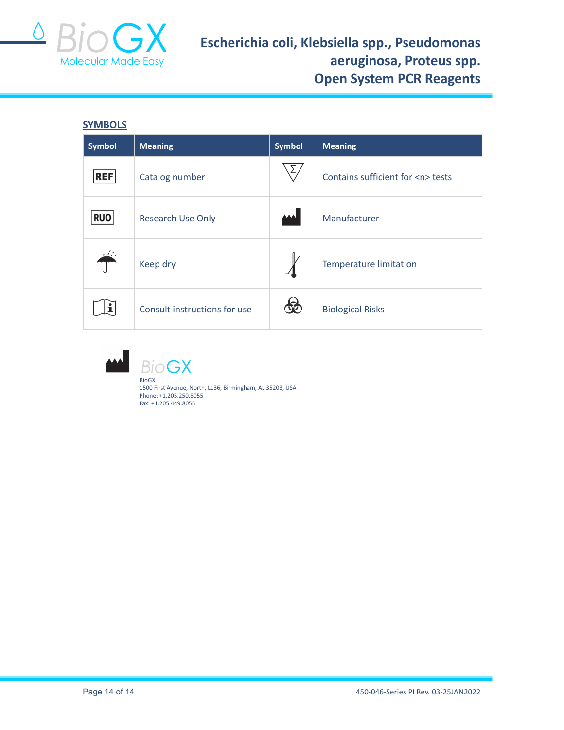## SYMBOLS

| Symbol | Meaning | Symbol | Meaning |
|---|---|---|---|
| REF | Catalog number | Σ | Contains sufficient for <n> tests |
| RUO | Research Use Only | | Manufacturer |
| | Keep dry | | Temperature limitation |
| | Consult instructions for use | | Biological Risks |

BioGX

BioGX
1500 First Avenue, North, L136, Birmingham, AL 35203, USA
Phone: +1.205.250.8055
Fax: +1.205.449.8055